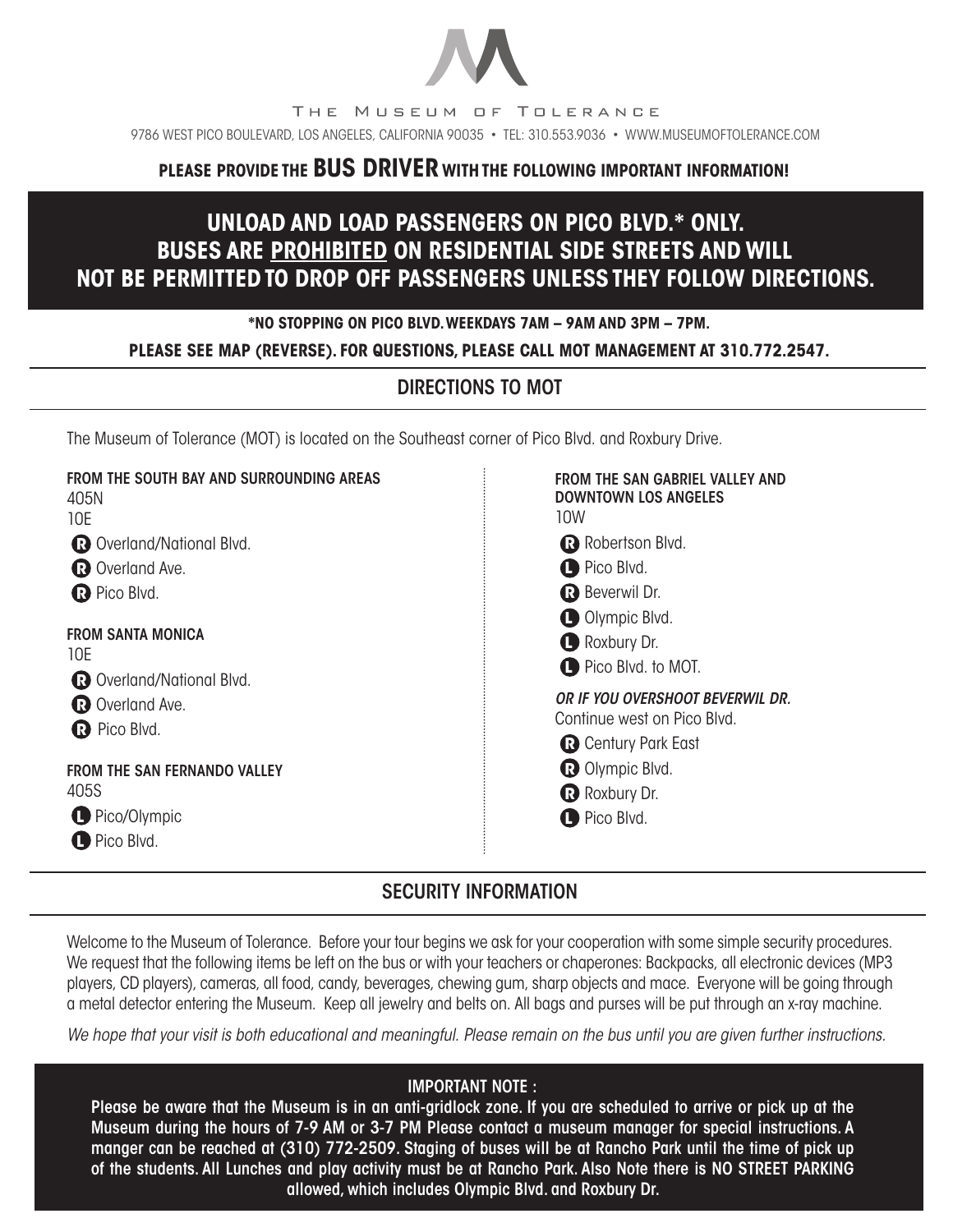THE MUSEUM OF TOLERANCE

9786 WEST PICO BOULEVARD, LOS ANGELES, CALIFORNIA 90035 • TEL: 310.553.9036 • WWW.MUSEUMOFTOLERANCE.COM

**PLEASE PROVIDE THE BUS DRIVER WITH THE FOLLOWING IMPORTANT INFORMATION!**

## UNLOAD AND LOAD PASSENGERS ON PICO BLVD.* ONLY. BUSES ARE PROHIBITED ON RESIDENTIAL SIDE STREETS AND WILL NOT BE PERMITTED TO DROP OFF PASSENGERS UNLESS THEY FOLLOW DIRECTIONS.

**\*NO STOPPING ON PICO BLVD. WEEKDAYS 7AM – 9AM AND 3PM – 7PM.**

**PLEASE SEE MAP (REVERSE). FOR QUESTIONS, PLEASE CALL MOT MANAGEMENT AT 310.772.2547.**

## DIRECTIONS TO MOT

The Museum of Tolerance (MOT) is located on the Southeast corner of Pico Blvd. and Roxbury Drive.

**FROM THE SOUTH BAY AND SURROUNDING AREAS**

405N
10E
- R Overland/National Blvd.
- R Overland Ave.
- R Pico Blvd.

**FROM SANTA MONICA**

10E
- R Overland/National Blvd.
- R Overland Ave.
- R Pico Blvd.

**FROM THE SAN FERNANDO VALLEY**

405S
- L Pico/Olympic
- L Pico Blvd.

**FROM THE SAN GABRIEL VALLEY AND DOWNTOWN LOS ANGELES**

10W
- R Robertson Blvd.
- L Pico Blvd.
- R Beverwil Dr.
- L Olympic Blvd.
- L Roxbury Dr.
- L Pico Blvd. to MOT.

***OR IF YOU OVERSHOOT BEVERWIL DR.***

Continue west on Pico Blvd.
- R Century Park East
- R Olympic Blvd.
- R Roxbury Dr.
- L Pico Blvd.

## SECURITY INFORMATION

Welcome to the Museum of Tolerance. Before your tour begins we ask for your cooperation with some simple security procedures. We request that the following items be left on the bus or with your teachers or chaperones: Backpacks, all electronic devices (MP3 players, CD players), cameras, all food, candy, beverages, chewing gum, sharp objects and mace. Everyone will be going through a metal detector entering the Museum. Keep all jewelry and belts on. All bags and purses will be put through an x-ray machine.

*We hope that your visit is both educational and meaningful. Please remain on the bus until you are given further instructions.*

**IMPORTANT NOTE :**

**Please be aware that the Museum is in an anti-gridlock zone. If you are scheduled to arrive or pick up at the Museum during the hours of 7-9 AM or 3-7 PM Please contact a museum manager for special instructions. A manger can be reached at (310) 772-2509. Staging of buses will be at Rancho Park until the time of pick up of the students. All Lunches and play activity must be at Rancho Park. Also Note there is NO STREET PARKING allowed, which includes Olympic Blvd. and Roxbury Dr.**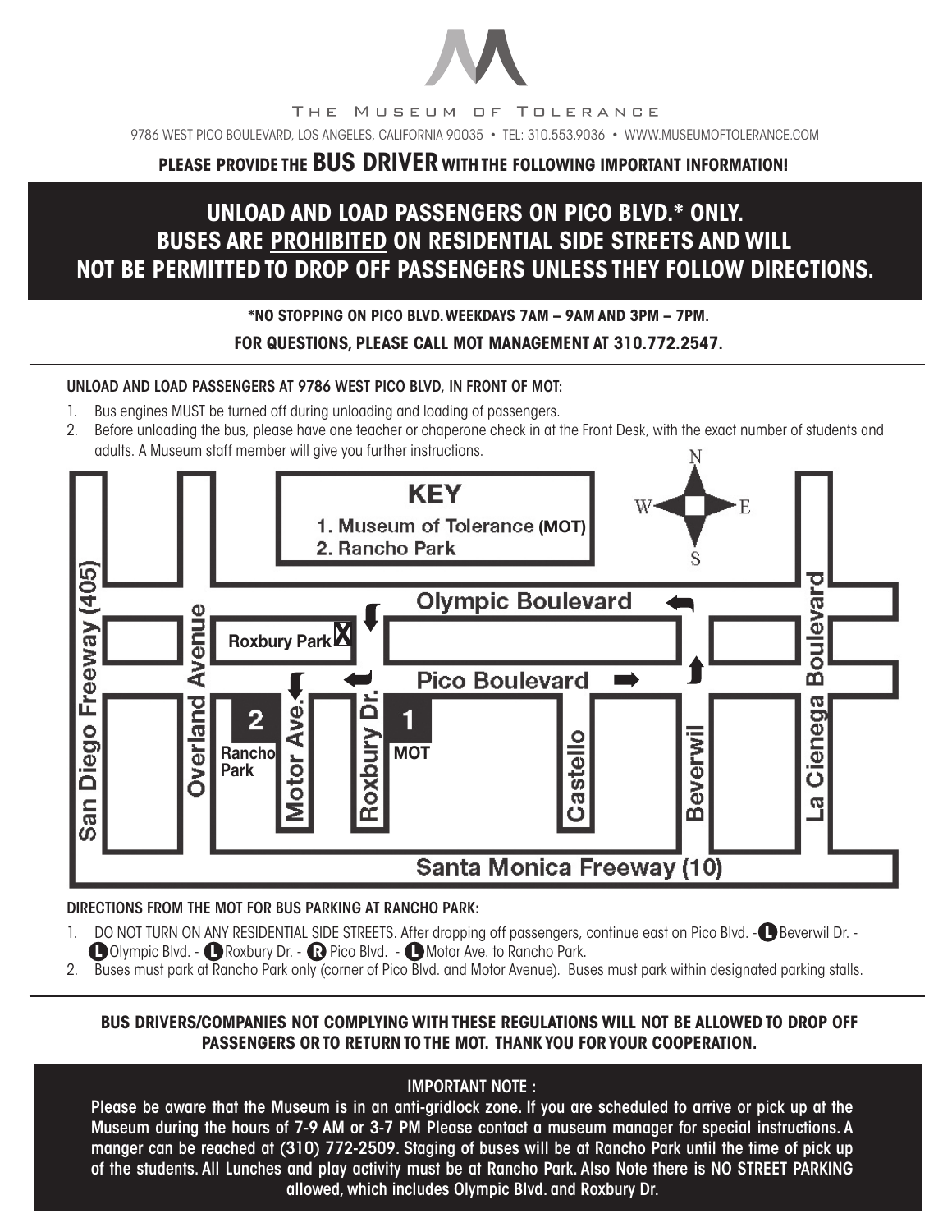THE MUSEUM OF TOLERANCE

9786 WEST PICO BOULEVARD, LOS ANGELES, CALIFORNIA 90035 • TEL: 310.553.9036 • WWW.MUSEUMOFTOLERANCE.COM

**PLEASE PROVIDE THE BUS DRIVER WITH THE FOLLOWING IMPORTANT INFORMATION!**

## UNLOAD AND LOAD PASSENGERS ON PICO BLVD.* ONLY. BUSES ARE PROHIBITED ON RESIDENTIAL SIDE STREETS AND WILL NOT BE PERMITTED TO DROP OFF PASSENGERS UNLESS THEY FOLLOW DIRECTIONS.

**\*NO STOPPING ON PICO BLVD. WEEKDAYS 7AM – 9AM AND 3PM – 7PM.**

**FOR QUESTIONS, PLEASE CALL MOT MANAGEMENT AT 310.772.2547.**

### UNLOAD AND LOAD PASSENGERS AT 9786 WEST PICO BLVD, IN FRONT OF MOT:

1. Bus engines MUST be turned off during unloading and loading of passengers.
2. Before unloading the bus, please have one teacher or chaperone check in at the Front Desk, with the exact number of students and adults. A Museum staff member will give you further instructions.

KEY
1. Museum of Tolerance (MOT)
2. Rancho Park

N
W E
S

Olympic Boulevard
Roxbury Park X
Pico Boulevard
San Diego Freeway (405)
Overland Avenue
Motor Ave.
Roxbury Dr.
Castello
Beverwil
La Cienega Boulevard
2 Rancho Park
1 MOT
Santa Monica Freeway (10)

### DIRECTIONS FROM THE MOT FOR BUS PARKING AT RANCHO PARK:

1. DO NOT TURN ON ANY RESIDENTIAL SIDE STREETS. After dropping off passengers, continue east on Pico Blvd. - L Beverwil Dr. - L Olympic Blvd. - L Roxbury Dr. - R Pico Blvd. - L Motor Ave. to Rancho Park.
2. Buses must park at Rancho Park only (corner of Pico Blvd. and Motor Avenue). Buses must park within designated parking stalls.

**BUS DRIVERS/COMPANIES NOT COMPLYING WITH THESE REGULATIONS WILL NOT BE ALLOWED TO DROP OFF PASSENGERS OR TO RETURN TO THE MOT. THANK YOU FOR YOUR COOPERATION.**

**IMPORTANT NOTE :**

Please be aware that the Museum is in an anti-gridlock zone. If you are scheduled to arrive or pick up at the Museum during the hours of 7-9 AM or 3-7 PM Please contact a museum manager for special instructions. A manger can be reached at (310) 772-2509. Staging of buses will be at Rancho Park until the time of pick up of the students. All Lunches and play activity must be at Rancho Park. Also Note there is NO STREET PARKING allowed, which includes Olympic Blvd. and Roxbury Dr.